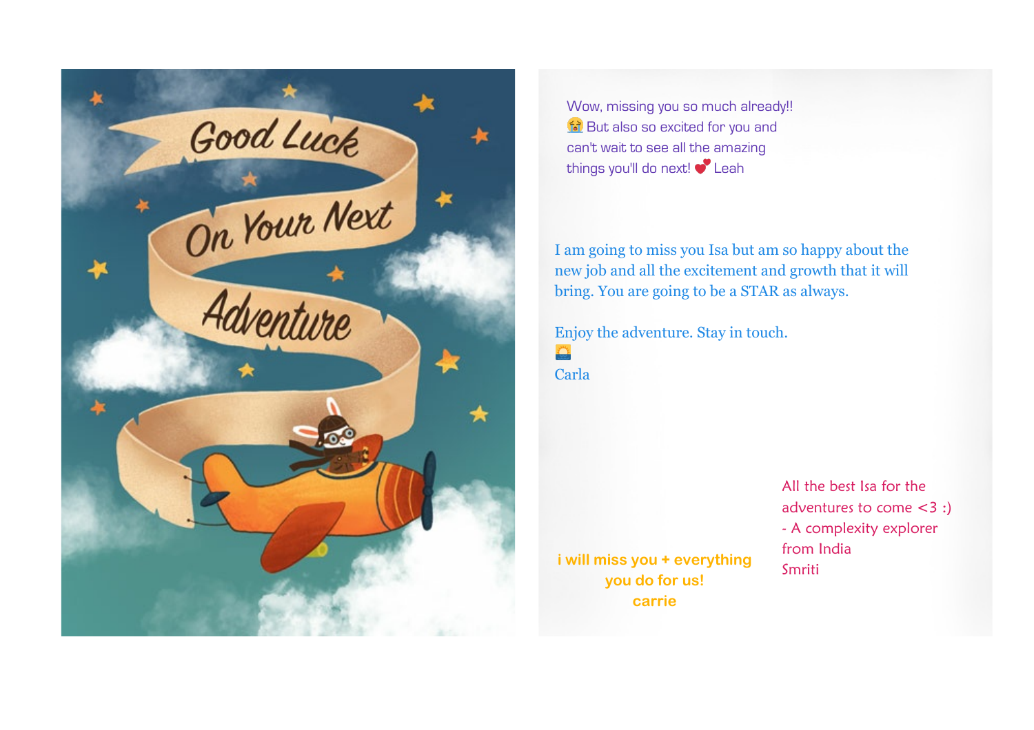Good Luck On Your Next Adventure

Wow, missing you so much already!! 😭 But also so excited for you and can't wait to see all the amazing things you'll do next! 💕 Leah

I am going to miss you Isa but am so happy about the new job and all the excitement and growth that it will bring. You are going to be a STAR as always.

Enjoy the adventure. Stay in touch.

🌅

Carla

i will miss you + everything you do for us!

carrie

All the best Isa for the adventures to come <3 :)

- A complexity explorer from India

Smriti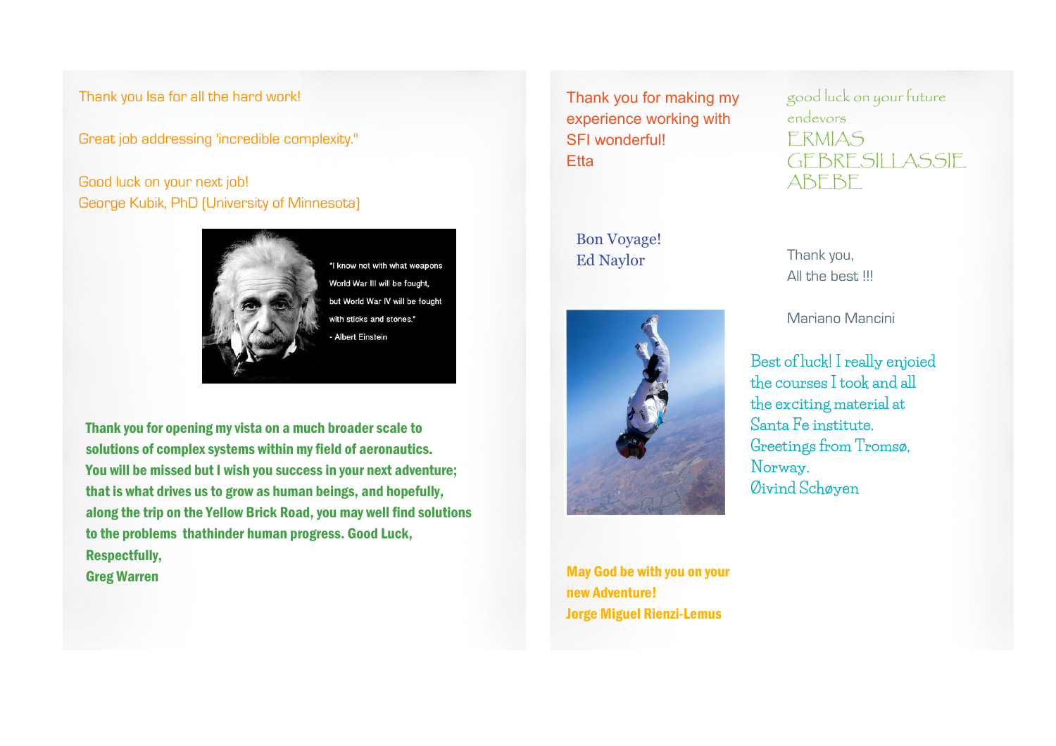Thank you Isa for all the hard work!

Great job addressing 'incredible complexity."

Good luck on your next job!
George Kubik, PhD (University of Minnesota)

"I know not with what weapons World War III will be fought, but World War IV will be fought with sticks and stones."
- Albert Einstein

**Thank you for opening my vista on a much broader scale to solutions of complex systems within my field of aeronautics. You will be missed but I wish you success in your next adventure; that is what drives us to grow as human beings, and hopefully, along the trip on the Yellow Brick Road, you may well find solutions to the problems thathinder human progress. Good Luck,**
**Respectfully,**
**Greg Warren**

Thank you for making my experience working with SFI wonderful!
Etta

good luck on your future endevors
ERMIAS GEBRESILLASSIE ABEBE

Bon Voyage!
Ed Naylor

Thank you,
All the best !!!

Mariano Mancini

Best of luck! I really enjoied the courses I took and all the exciting material at Santa Fe institute.
Greetings from Tromsø, Norway.
Øivind Schøyen

**May God be with you on your new Adventure!**
**Jorge Miguel Rienzi-Lemus**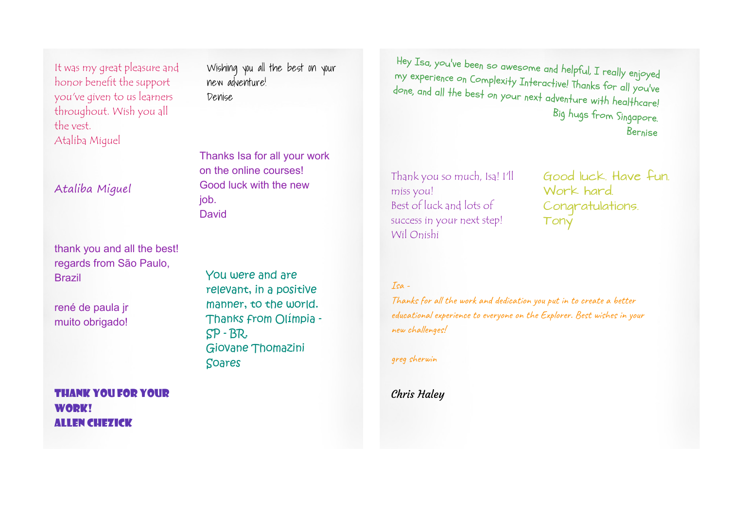It was my great pleasure and honor benefit the support you've given to us learners throughout. Wish you all the vest.
Ataliba Miguel

Ataliba Miguel

thank you and all the best!
regards from São Paulo, Brazil

rené de paula jr
muito obrigado!

**THANK YOU FOR YOUR WORK!**
**ALLEN CHEZICK**

Wishing you all the best on your new adventure!
Denise

Thanks Isa for all your work on the online courses!
Good luck with the new job.
David

You were and are relevant, in a positive manner, to the world.
Thanks from Olímpia - SP - BR.
Giovane Thomazini Soares

Hey Isa, you've been so awesome and helpful, I really enjoyed my experience on Complexity Interactive! Thanks for all you've done, and all the best on your next adventure with healthcare!
Big hugs from Singapore.
Bernise

Thank you so much, Isa! I'll miss you!
Best of luck and lots of success in your next step!
Wil Onishi

Good luck. Have fun.
Work hard.
Congratulations.
Tony

*Isa -*
*Thanks for all the work and dedication you put in to create a better educational experience to everyone on the Explorer. Best wishes in your new challenges!*

*greg sherwin*

*Chris Haley*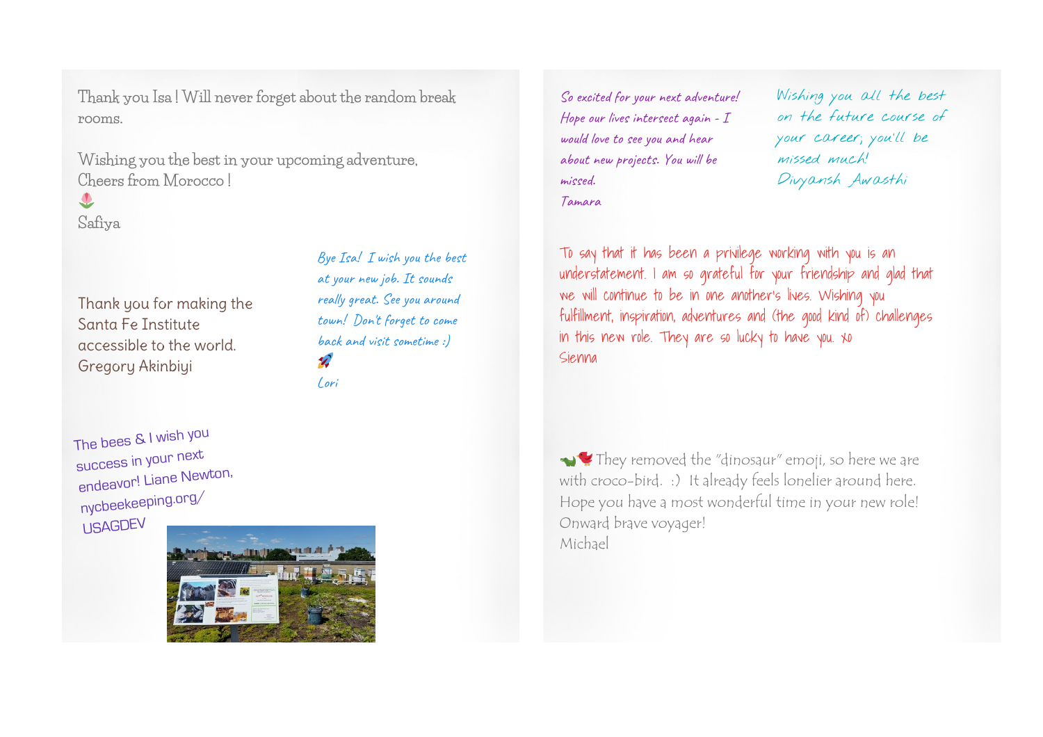Thank you Isa ! Will never forget about the random break rooms.

Wishing you the best in your upcoming adventure,
Cheers from Morocco !
🌷
Safiya

Thank you for making the Santa Fe Institute accessible to the world.
Gregory Akinbiyi

*Bye Isa! I wish you the best at your new job. It sounds really great. See you around town! Don't forget to come back and visit sometime :)*
🚀
*Lori*

The bees & I wish you success in your next endeavor! Liane Newton,
nycbeekeeping.org/
USAGDEV

*So excited for your next adventure! Hope our lives intersect again - I would love to see you and hear about new projects. You will be missed.*
*Tamara*

*Wishing you all the best on the future course of your career, you'll be missed much!*
*Divyansh Awasthi*

To say that it has been a privilege working with you is an understatement. I am so grateful for your friendship and glad that we will continue to be in one another's lives. Wishing you fulfillment, inspiration, adventures and (the good kind of) challenges in this new role. They are so lucky to have you. xo
Sienna

🐊🐦 They removed the "dinosaur" emoji, so here we are with croco-bird. :) It already feels lonelier around here.
Hope you have a most wonderful time in your new role!
Onward brave voyager!
Michael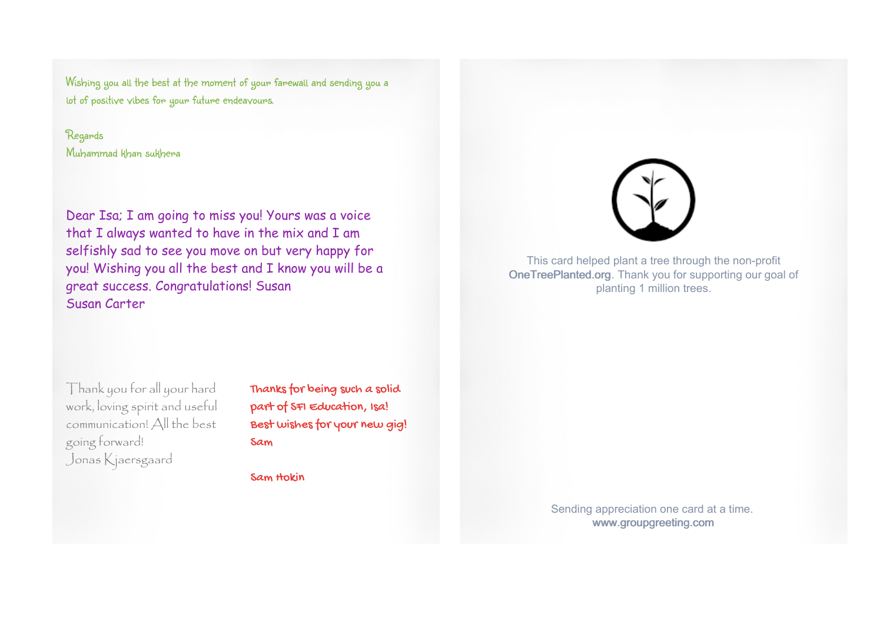Wishing you all the best at the moment of your farewall and sending you a lot of positive vibes for your future endeavours.

Regards
Muhammad khan sukhera

Dear Isa; I am going to miss you! Yours was a voice that I always wanted to have in the mix and I am selfishly sad to see you move on but very happy for you! Wishing you all the best and I know you will be a great success. Congratulations! Susan
Susan Carter

Thank you for all your hard work, loving spirit and useful communication! All the best going forward!
Jonas Kjaersgaard

Thanks for being such a solid part of SFI Education, Isa! Best wishes for your new gig!
Sam

Sam Hokin

This card helped plant a tree through the non-profit **OneTreePlanted.org**. Thank you for supporting our goal of planting 1 million trees.

Sending appreciation one card at a time.
**www.groupgreeting.com**